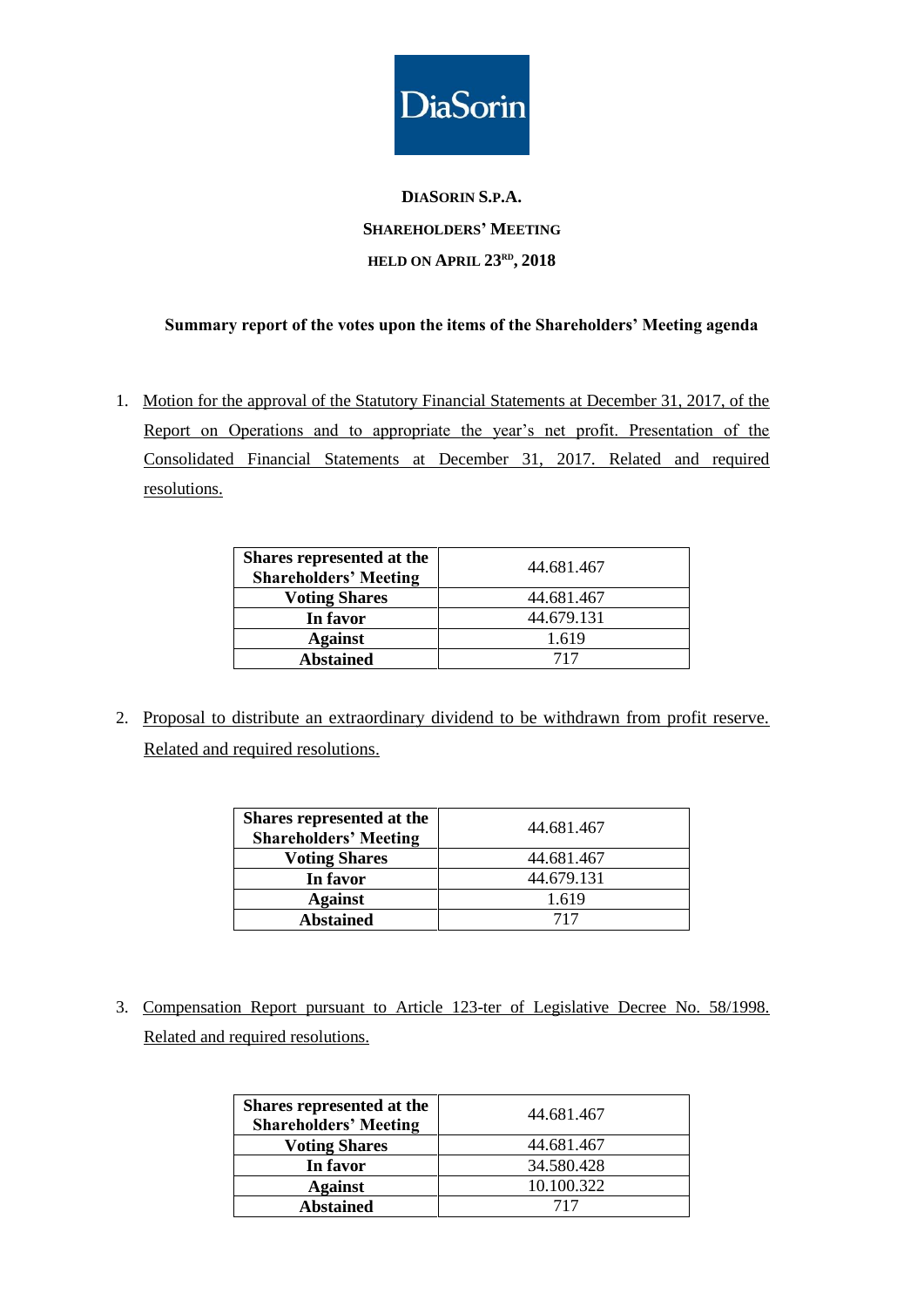DiaSorin

**DIASORIN S.P.A.**

**SHAREHOLDERS' MEETING**

**HELD ON APRIL 23RD, 2018**

**Summary report of the votes upon the items of the Shareholders' Meeting agenda**

1. Motion for the approval of the Statutory Financial Statements at December 31, 2017, of the Report on Operations and to appropriate the year's net profit. Presentation of the Consolidated Financial Statements at December 31, 2017. Related and required resolutions.

| **Shares represented at the Shareholders' Meeting** | 44.681.467 |
|---|---|
| **Voting Shares** | 44.681.467 |
| **In favor** | 44.679.131 |
| **Against** | 1.619 |
| **Abstained** | 717 |

2. Proposal to distribute an extraordinary dividend to be withdrawn from profit reserve. Related and required resolutions.

| **Shares represented at the Shareholders' Meeting** | 44.681.467 |
|---|---|
| **Voting Shares** | 44.681.467 |
| **In favor** | 44.679.131 |
| **Against** | 1.619 |
| **Abstained** | 717 |

3. Compensation Report pursuant to Article 123-ter of Legislative Decree No. 58/1998. Related and required resolutions.

| **Shares represented at the Shareholders' Meeting** | 44.681.467 |
|---|---|
| **Voting Shares** | 44.681.467 |
| **In favor** | 34.580.428 |
| **Against** | 10.100.322 |
| **Abstained** | 717 |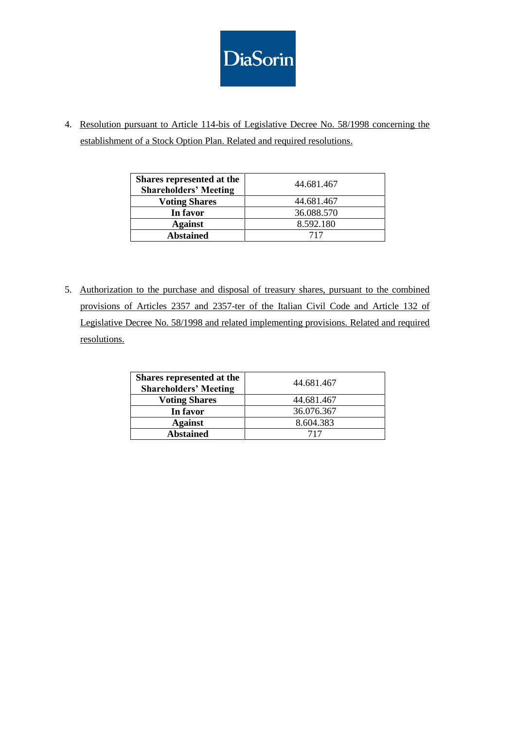DiaSorin

4. Resolution pursuant to Article 114-bis of Legislative Decree No. 58/1998 concerning the establishment of a Stock Option Plan. Related and required resolutions.

| | |
|---|---|
| **Shares represented at the Shareholders' Meeting** | 44.681.467 |
| **Voting Shares** | 44.681.467 |
| **In favor** | 36.088.570 |
| **Against** | 8.592.180 |
| **Abstained** | 717 |

5. Authorization to the purchase and disposal of treasury shares, pursuant to the combined provisions of Articles 2357 and 2357-ter of the Italian Civil Code and Article 132 of Legislative Decree No. 58/1998 and related implementing provisions. Related and required resolutions.

| | |
|---|---|
| **Shares represented at the Shareholders' Meeting** | 44.681.467 |
| **Voting Shares** | 44.681.467 |
| **In favor** | 36.076.367 |
| **Against** | 8.604.383 |
| **Abstained** | 717 |